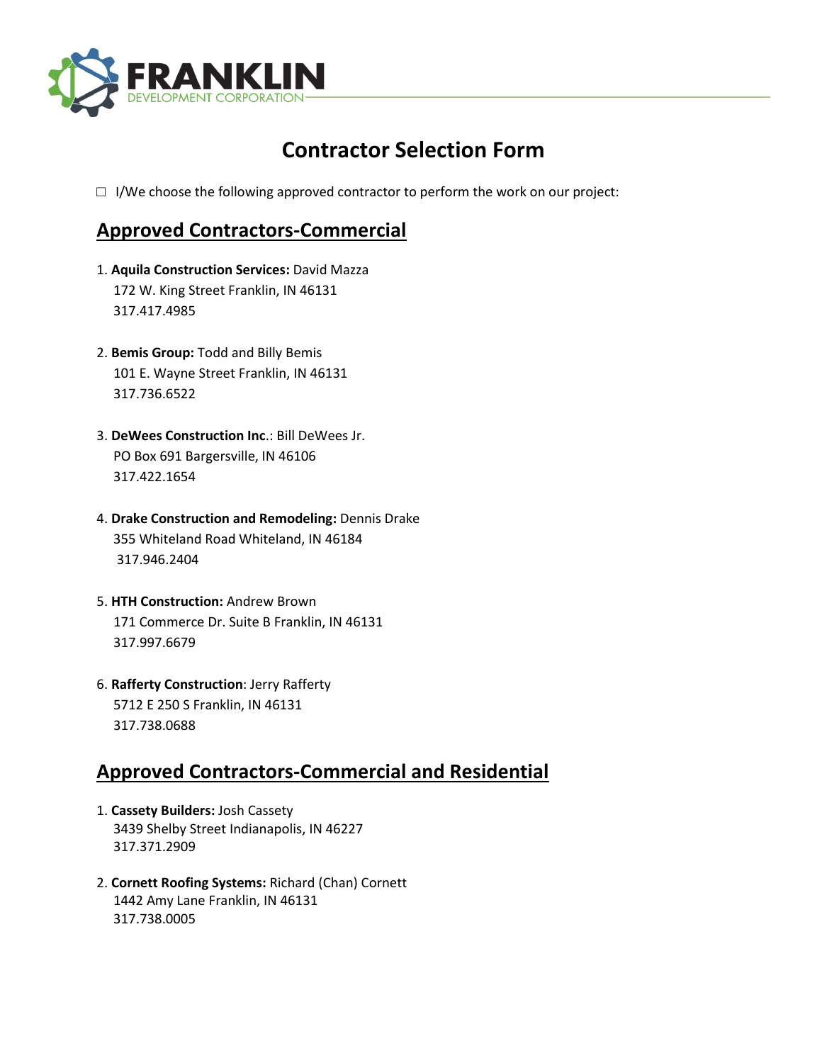# FRANKLIN

DEVELOPMENT CORPORATION

# Contractor Selection Form

☐ I/We choose the following approved contractor to perform the work on our project:

## Approved Contractors-Commercial

1. **Aquila Construction Services:** David Mazza
   172 W. King Street Franklin, IN 46131
   317.417.4985

2. **Bemis Group:** Todd and Billy Bemis
   101 E. Wayne Street Franklin, IN 46131
   317.736.6522

3. **DeWees Construction Inc**.: Bill DeWees Jr.
   PO Box 691 Bargersville, IN 46106
   317.422.1654

4. **Drake Construction and Remodeling:** Dennis Drake
   355 Whiteland Road Whiteland, IN 46184
   317.946.2404

5. **HTH Construction:** Andrew Brown
   171 Commerce Dr. Suite B Franklin, IN 46131
   317.997.6679

6. **Rafferty Construction**: Jerry Rafferty
   5712 E 250 S Franklin, IN 46131
   317.738.0688

## Approved Contractors-Commercial and Residential

1. **Cassety Builders:** Josh Cassety
   3439 Shelby Street Indianapolis, IN 46227
   317.371.2909

2. **Cornett Roofing Systems:** Richard (Chan) Cornett
   1442 Amy Lane Franklin, IN 46131
   317.738.0005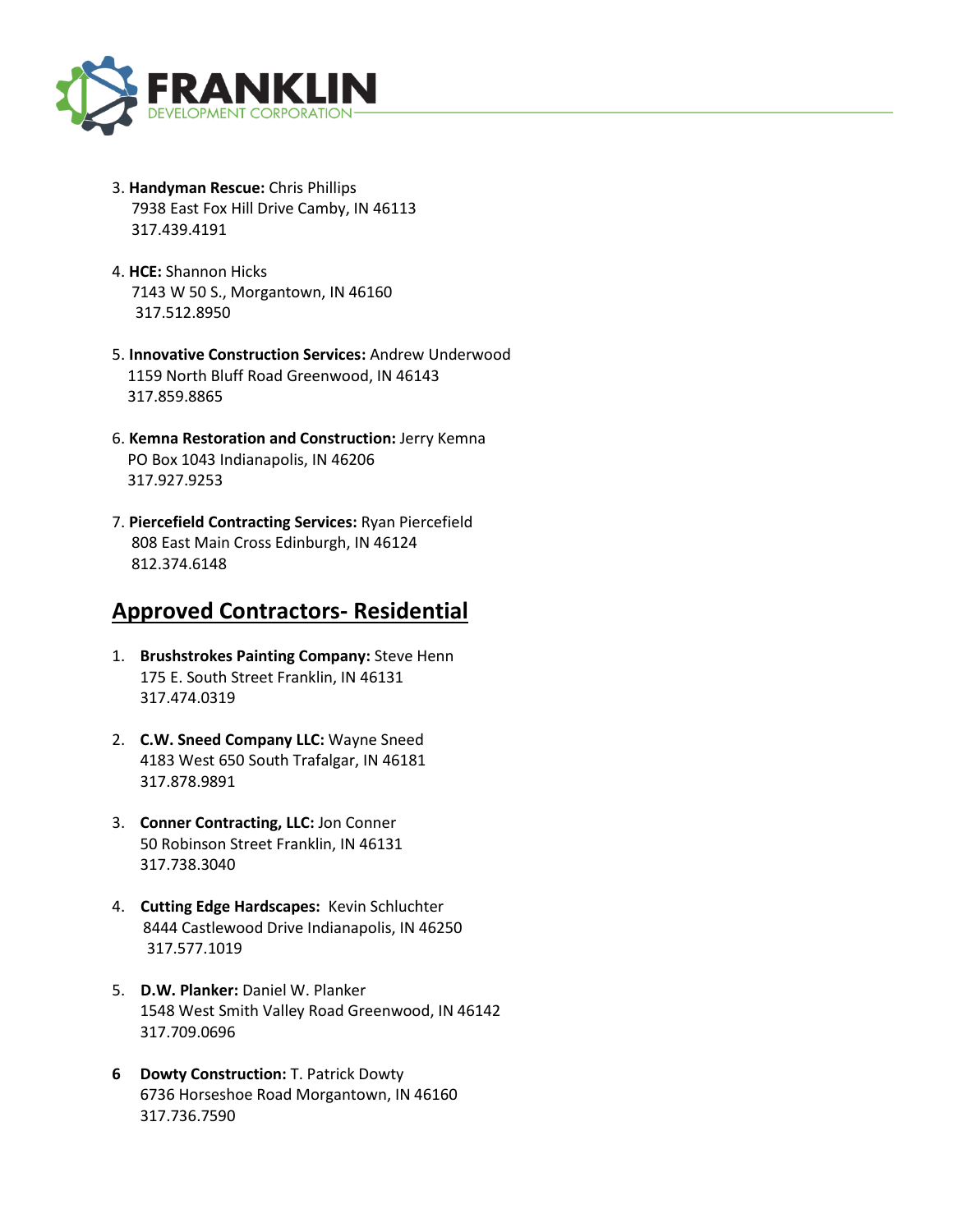3. **Handyman Rescue:** Chris Phillips
   7938 East Fox Hill Drive Camby, IN 46113
   317.439.4191

4. **HCE:** Shannon Hicks
   7143 W 50 S., Morgantown, IN 46160
   317.512.8950

5. **Innovative Construction Services:** Andrew Underwood
   1159 North Bluff Road Greenwood, IN 46143
   317.859.8865

6. **Kemna Restoration and Construction:** Jerry Kemna
   PO Box 1043 Indianapolis, IN 46206
   317.927.9253

7. **Piercefield Contracting Services:** Ryan Piercefield
   808 East Main Cross Edinburgh, IN 46124
   812.374.6148

## Approved Contractors- Residential

1. **Brushstrokes Painting Company:** Steve Henn
   175 E. South Street Franklin, IN 46131
   317.474.0319

2. **C.W. Sneed Company LLC:** Wayne Sneed
   4183 West 650 South Trafalgar, IN 46181
   317.878.9891

3. **Conner Contracting, LLC:** Jon Conner
   50 Robinson Street Franklin, IN 46131
   317.738.3040

4. **Cutting Edge Hardscapes:** Kevin Schluchter
   8444 Castlewood Drive Indianapolis, IN 46250
   317.577.1019

5. **D.W. Planker:** Daniel W. Planker
   1548 West Smith Valley Road Greenwood, IN 46142
   317.709.0696

6. **Dowty Construction:** T. Patrick Dowty
   6736 Horseshoe Road Morgantown, IN 46160
   317.736.7590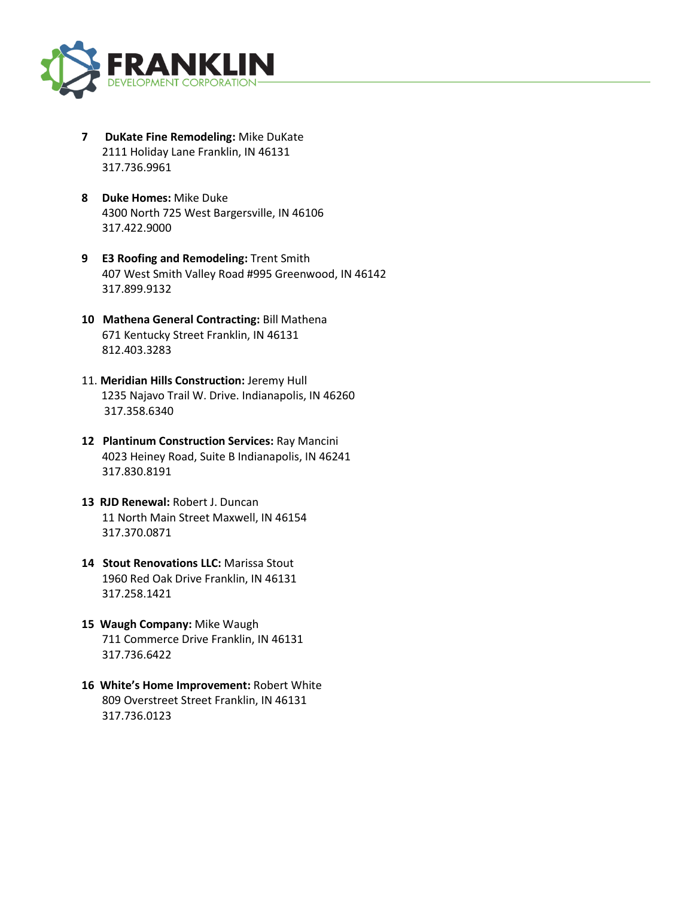7 **DuKate Fine Remodeling:** Mike DuKate
2111 Holiday Lane Franklin, IN 46131
317.736.9961

8 **Duke Homes:** Mike Duke
4300 North 725 West Bargersville, IN 46106
317.422.9000

9 **E3 Roofing and Remodeling:** Trent Smith
407 West Smith Valley Road #995 Greenwood, IN 46142
317.899.9132

10 **Mathena General Contracting:** Bill Mathena
671 Kentucky Street Franklin, IN 46131
812.403.3283

11. **Meridian Hills Construction:** Jeremy Hull
1235 Najavo Trail W. Drive. Indianapolis, IN 46260
317.358.6340

12 **Plantinum Construction Services:** Ray Mancini
4023 Heiney Road, Suite B Indianapolis, IN 46241
317.830.8191

13 **RJD Renewal:** Robert J. Duncan
11 North Main Street Maxwell, IN 46154
317.370.0871

14 **Stout Renovations LLC:** Marissa Stout
1960 Red Oak Drive Franklin, IN 46131
317.258.1421

15 **Waugh Company:** Mike Waugh
711 Commerce Drive Franklin, IN 46131
317.736.6422

16 **White's Home Improvement:** Robert White
809 Overstreet Street Franklin, IN 46131
317.736.0123